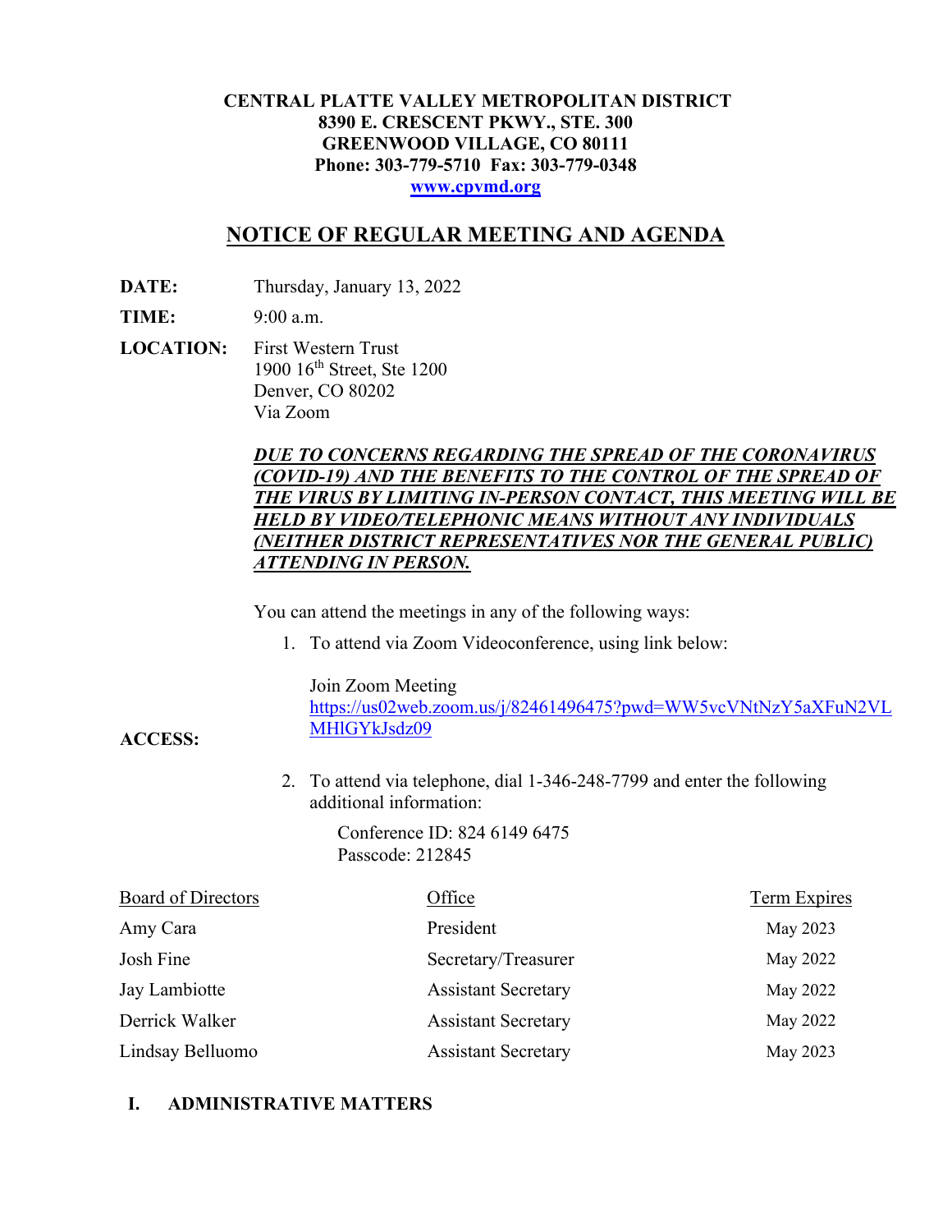**CENTRAL PLATTE VALLEY METROPOLITAN DISTRICT**
**8390 E. CRESCENT PKWY., STE. 300**
**GREENWOOD VILLAGE, CO 80111**
**Phone: 303-779-5710 Fax: 303-779-0348**
**www.cpvmd.org**

# NOTICE OF REGULAR MEETING AND AGENDA

**DATE:** Thursday, January 13, 2022

**TIME:** 9:00 a.m.

**LOCATION:** First Western Trust
1900 16th Street, Ste 1200
Denver, CO 80202
Via Zoom

***DUE TO CONCERNS REGARDING THE SPREAD OF THE CORONAVIRUS (COVID-19) AND THE BENEFITS TO THE CONTROL OF THE SPREAD OF THE VIRUS BY LIMITING IN-PERSON CONTACT, THIS MEETING WILL BE HELD BY VIDEO/TELEPHONIC MEANS WITHOUT ANY INDIVIDUALS (NEITHER DISTRICT REPRESENTATIVES NOR THE GENERAL PUBLIC) ATTENDING IN PERSON.***

**ACCESS:**

You can attend the meetings in any of the following ways:

1. To attend via Zoom Videoconference, using link below:

   Join Zoom Meeting
   https://us02web.zoom.us/j/82461496475?pwd=WW5vcVNtNzY5aXFuN2VLMHlGYkJsdz09

2. To attend via telephone, dial 1-346-248-7799 and enter the following additional information:

   Conference ID: 824 6149 6475
   Passcode: 212845

| Board of Directors | Office | Term Expires |
|---|---|---|
| Amy Cara | President | May 2023 |
| Josh Fine | Secretary/Treasurer | May 2022 |
| Jay Lambiotte | Assistant Secretary | May 2022 |
| Derrick Walker | Assistant Secretary | May 2022 |
| Lindsay Belluomo | Assistant Secretary | May 2023 |

## I. ADMINISTRATIVE MATTERS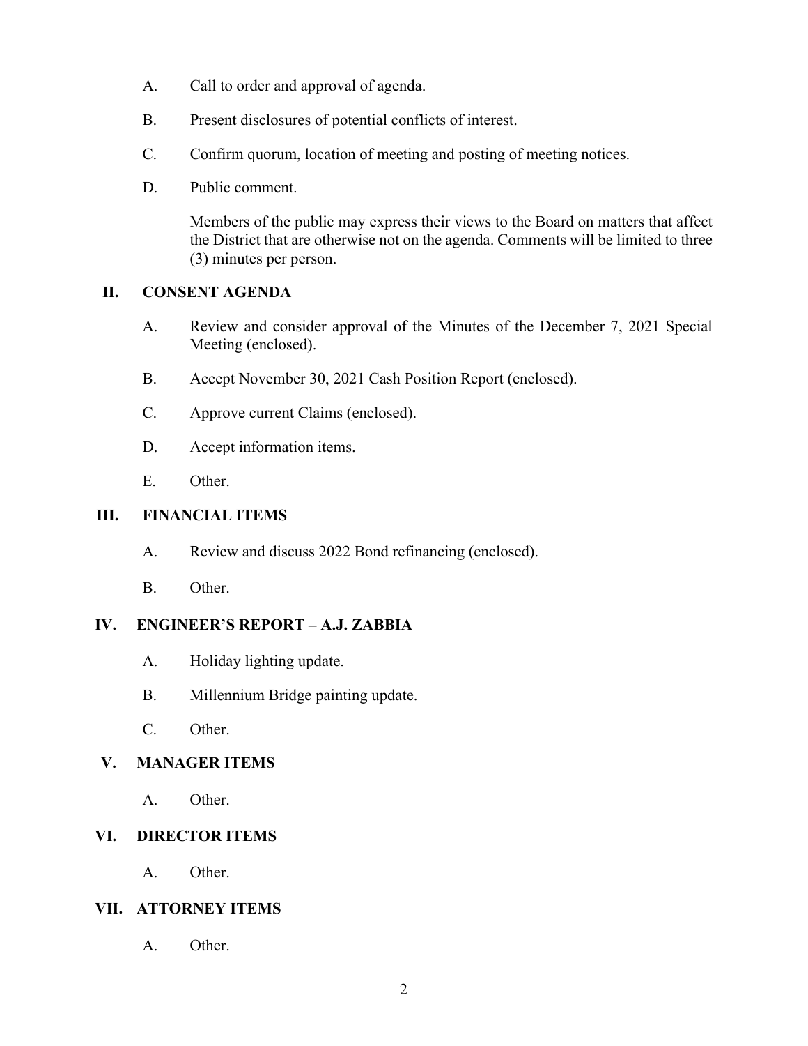A. Call to order and approval of agenda.

B. Present disclosures of potential conflicts of interest.

C. Confirm quorum, location of meeting and posting of meeting notices.

D. Public comment.

   Members of the public may express their views to the Board on matters that affect the District that are otherwise not on the agenda. Comments will be limited to three (3) minutes per person.

## II. CONSENT AGENDA

A. Review and consider approval of the Minutes of the December 7, 2021 Special Meeting (enclosed).

B. Accept November 30, 2021 Cash Position Report (enclosed).

C. Approve current Claims (enclosed).

D. Accept information items.

E. Other.

## III. FINANCIAL ITEMS

A. Review and discuss 2022 Bond refinancing (enclosed).

B. Other.

## IV. ENGINEER'S REPORT – A.J. ZABBIA

A. Holiday lighting update.

B. Millennium Bridge painting update.

C. Other.

## V. MANAGER ITEMS

A. Other.

## VI. DIRECTOR ITEMS

A. Other.

## VII. ATTORNEY ITEMS

A. Other.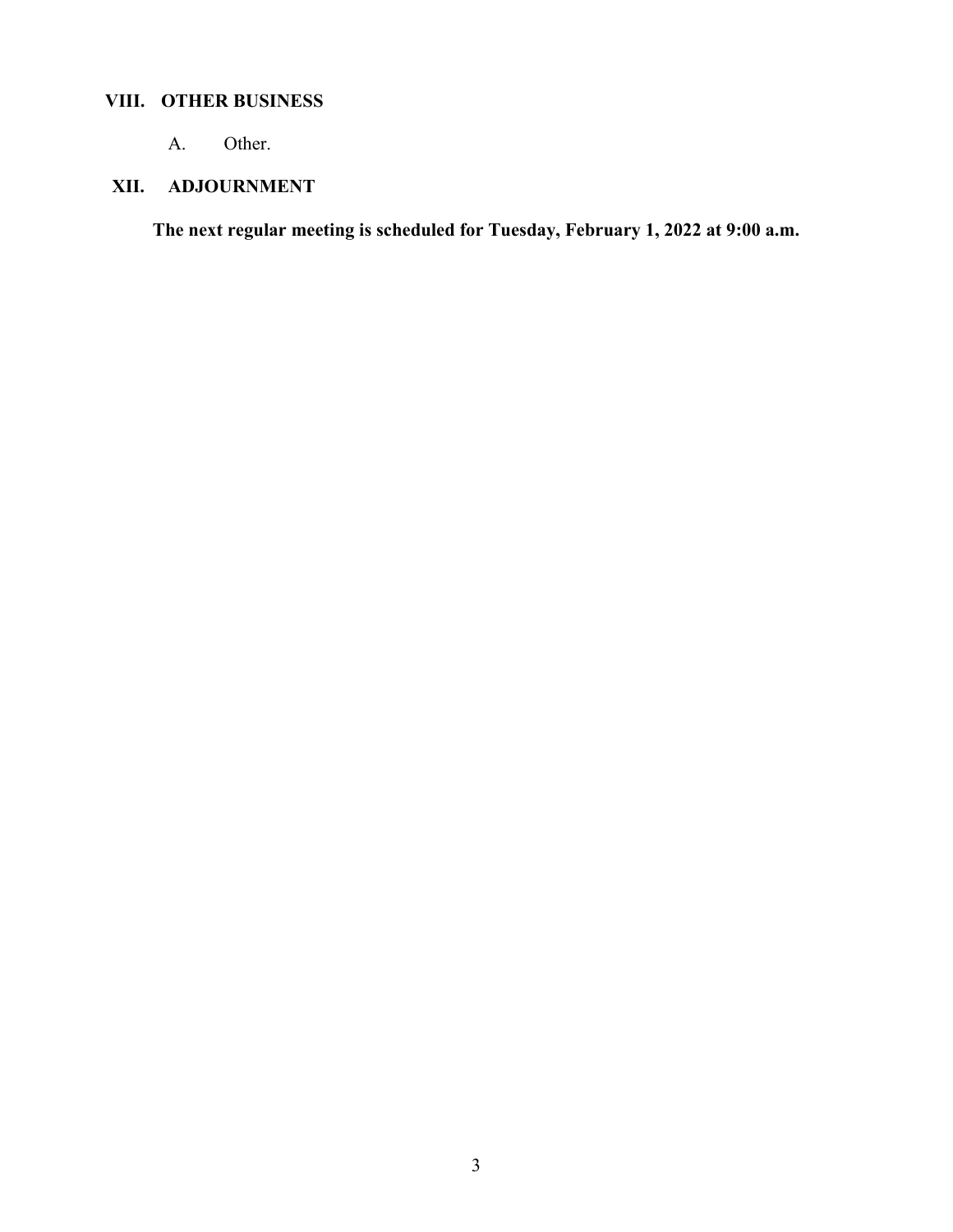## VIII. OTHER BUSINESS

A. Other.

## XII. ADJOURNMENT

**The next regular meeting is scheduled for Tuesday, February 1, 2022 at 9:00 a.m.**